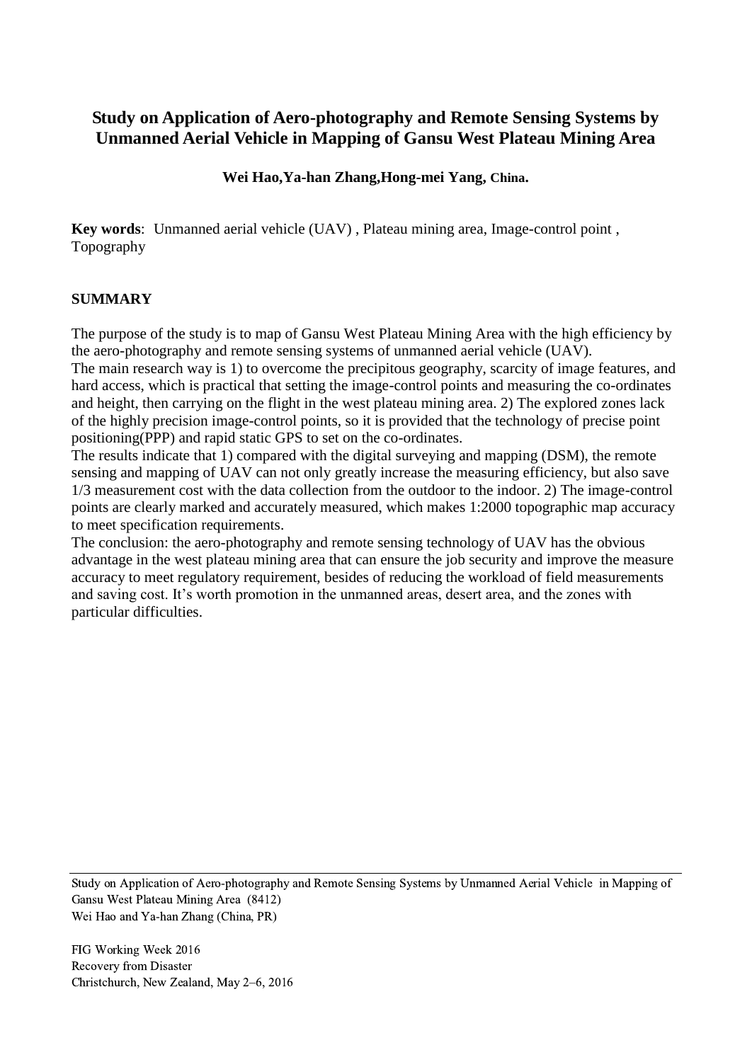# Study on Application of Aero-photography and Remote Sensing Systems by Unmanned Aerial Vehicle in Mapping of Gansu West Plateau Mining Area

**Wei Hao,Ya-han Zhang,Hong-mei Yang, China.**

**Key words**: Unmanned aerial vehicle (UAV) , Plateau mining area, Image-control point , Topography

## SUMMARY

The purpose of the study is to map of Gansu West Plateau Mining Area with the high efficiency by the aero-photography and remote sensing systems of unmanned aerial vehicle (UAV).
The main research way is 1) to overcome the precipitous geography, scarcity of image features, and hard access, which is practical that setting the image-control points and measuring the co-ordinates and height, then carrying on the flight in the west plateau mining area. 2) The explored zones lack of the highly precision image-control points, so it is provided that the technology of precise point positioning(PPP) and rapid static GPS to set on the co-ordinates.
The results indicate that 1) compared with the digital surveying and mapping (DSM), the remote sensing and mapping of UAV can not only greatly increase the measuring efficiency, but also save 1/3 measurement cost with the data collection from the outdoor to the indoor. 2) The image-control points are clearly marked and accurately measured, which makes 1:2000 topographic map accuracy to meet specification requirements.
The conclusion: the aero-photography and remote sensing technology of UAV has the obvious advantage in the west plateau mining area that can ensure the job security and improve the measure accuracy to meet regulatory requirement, besides of reducing the workload of field measurements and saving cost. It's worth promotion in the unmanned areas, desert area, and the zones with particular difficulties.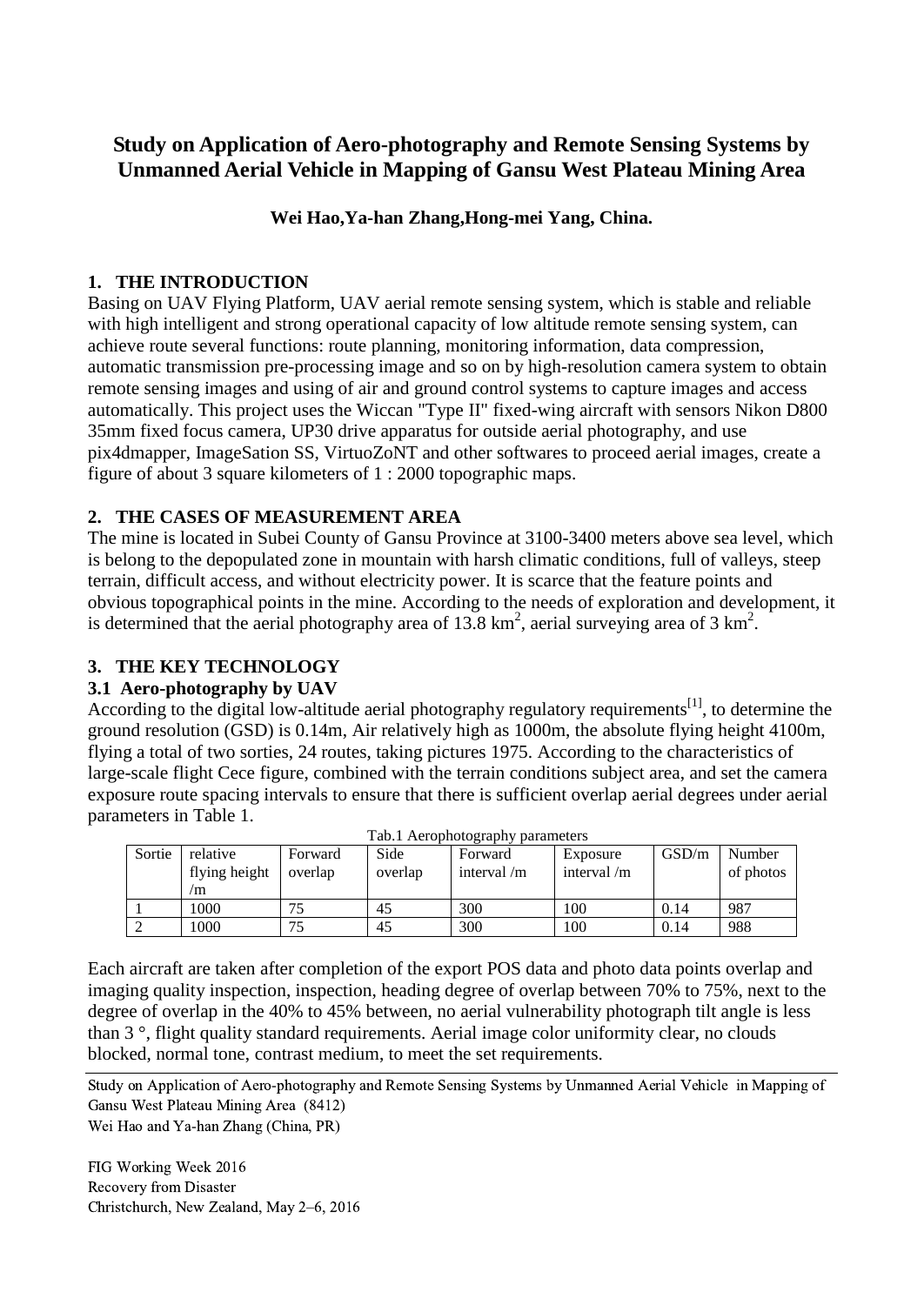# Study on Application of Aero-photography and Remote Sensing Systems by Unmanned Aerial Vehicle in Mapping of Gansu West Plateau Mining Area

**Wei Hao,Ya-han Zhang,Hong-mei Yang, China.**

## 1. THE INTRODUCTION

Basing on UAV Flying Platform, UAV aerial remote sensing system, which is stable and reliable with high intelligent and strong operational capacity of low altitude remote sensing system, can achieve route several functions: route planning, monitoring information, data compression, automatic transmission pre-processing image and so on by high-resolution camera system to obtain remote sensing images and using of air and ground control systems to capture images and access automatically. This project uses the Wiccan "Type II" fixed-wing aircraft with sensors Nikon D800 35mm fixed focus camera, UP30 drive apparatus for outside aerial photography, and use pix4dmapper, ImageSation SS, VirtuoZoNT and other softwares to proceed aerial images, create a figure of about 3 square kilometers of 1 : 2000 topographic maps.

## 2. THE CASES OF MEASUREMENT AREA

The mine is located in Subei County of Gansu Province at 3100-3400 meters above sea level, which is belong to the depopulated zone in mountain with harsh climatic conditions, full of valleys, steep terrain, difficult access, and without electricity power. It is scarce that the feature points and obvious topographical points in the mine. According to the needs of exploration and development, it is determined that the aerial photography area of 13.8 $km^2$, aerial surveying area of 3 $km^2$.

## 3. THE KEY TECHNOLOGY

### 3.1 Aero-photography by UAV

According to the digital low-altitude aerial photography regulatory requirements[1], to determine the ground resolution (GSD) is 0.14m, Air relatively high as 1000m, the absolute flying height 4100m, flying a total of two sorties, 24 routes, taking pictures 1975. According to the characteristics of large-scale flight Cece figure, combined with the terrain conditions subject area, and set the camera exposure route spacing intervals to ensure that there is sufficient overlap aerial degrees under aerial parameters in Table 1.

Tab.1 Aerophotography parameters

| Sortie | relative flying height /m | Forward overlap | Side overlap | Forward interval /m | Exposure interval /m | GSD/m | Number of photos |
|---|---|---|---|---|---|---|---|
| 1 | 1000 | 75 | 45 | 300 | 100 | 0.14 | 987 |
| 2 | 1000 | 75 | 45 | 300 | 100 | 0.14 | 988 |

Each aircraft are taken after completion of the export POS data and photo data points overlap and imaging quality inspection, inspection, heading degree of overlap between 70% to 75%, next to the degree of overlap in the 40% to 45% between, no aerial vulnerability photograph tilt angle is less than 3 °, flight quality standard requirements. Aerial image color uniformity clear, no clouds blocked, normal tone, contrast medium, to meet the set requirements.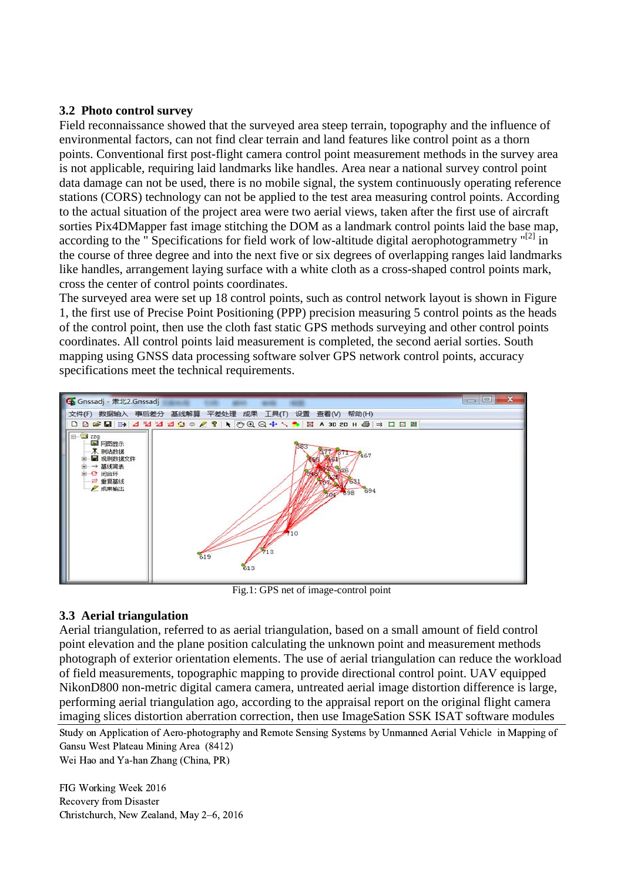## 3.2 Photo control survey

Field reconnaissance showed that the surveyed area steep terrain, topography and the influence of environmental factors, can not find clear terrain and land features like control point as a thorn points. Conventional first post-flight camera control point measurement methods in the survey area is not applicable, requiring laid landmarks like handles. Area near a national survey control point data damage can not be used, there is no mobile signal, the system continuously operating reference stations (CORS) technology can not be applied to the test area measuring control points. According to the actual situation of the project area were two aerial views, taken after the first use of aircraft sorties Pix4DMapper fast image stitching the DOM as a landmark control points laid the base map, according to the " Specifications for field work of low-altitude digital aerophotogrammetry "[2] in the course of three degree and into the next five or six degrees of overlapping ranges laid landmarks like handles, arrangement laying surface with a white cloth as a cross-shaped control points mark, cross the center of control points coordinates.

The surveyed area were set up 18 control points, such as control network layout is shown in Figure 1, the first use of Precise Point Positioning (PPP) precision measuring 5 control points as the heads of the control point, then use the cloth fast static GPS methods surveying and other control points coordinates. All control points laid measurement is completed, the second aerial sorties. South mapping using GNSS data processing software solver GPS network control points, accuracy specifications meet the technical requirements.

Fig.1: GPS net of image-control point

## 3.3 Aerial triangulation

Aerial triangulation, referred to as aerial triangulation, based on a small amount of field control point elevation and the plane position calculating the unknown point and measurement methods photograph of exterior orientation elements. The use of aerial triangulation can reduce the workload of field measurements, topographic mapping to provide directional control point. UAV equipped NikonD800 non-metric digital camera camera, untreated aerial image distortion difference is large, performing aerial triangulation ago, according to the appraisal report on the original flight camera imaging slices distortion aberration correction, then use ImageSation SSK ISAT software modules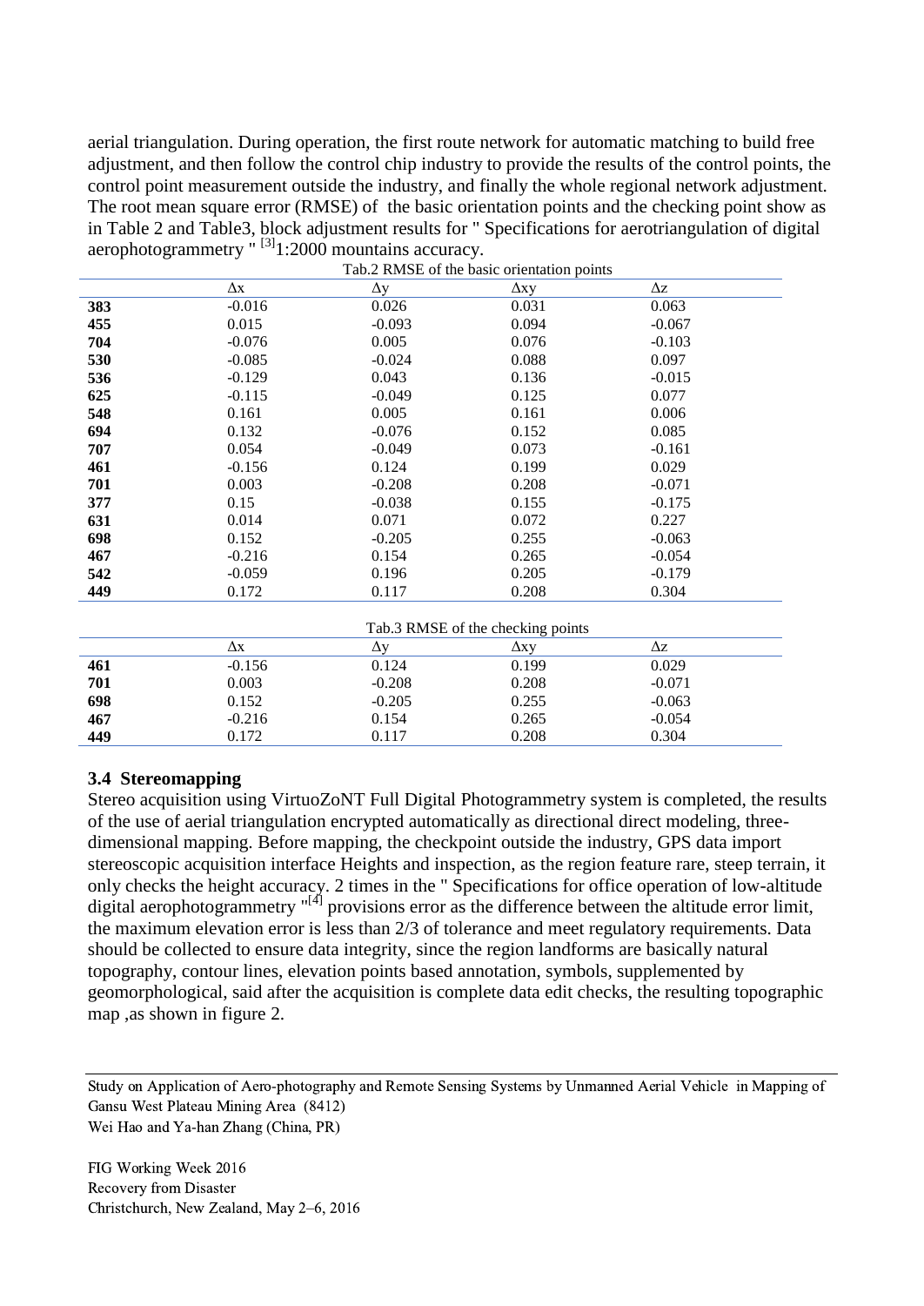aerial triangulation. During operation, the first route network for automatic matching to build free adjustment, and then follow the control chip industry to provide the results of the control points, the control point measurement outside the industry, and finally the whole regional network adjustment. The root mean square error (RMSE) of the basic orientation points and the checking point show as in Table 2 and Table3, block adjustment results for " Specifications for aerotriangulation of digital aerophotogrammetry " [3]1:2000 mountains accuracy.

Tab.2 RMSE of the basic orientation points

| | Δx | Δy | Δxy | Δz |
|---|---|---|---|---|
| **383** | -0.016 | 0.026 | 0.031 | 0.063 |
| **455** | 0.015 | -0.093 | 0.094 | -0.067 |
| **704** | -0.076 | 0.005 | 0.076 | -0.103 |
| **530** | -0.085 | -0.024 | 0.088 | 0.097 |
| **536** | -0.129 | 0.043 | 0.136 | -0.015 |
| **625** | -0.115 | -0.049 | 0.125 | 0.077 |
| **548** | 0.161 | 0.005 | 0.161 | 0.006 |
| **694** | 0.132 | -0.076 | 0.152 | 0.085 |
| **707** | 0.054 | -0.049 | 0.073 | -0.161 |
| **461** | -0.156 | 0.124 | 0.199 | 0.029 |
| **701** | 0.003 | -0.208 | 0.208 | -0.071 |
| **377** | 0.15 | -0.038 | 0.155 | -0.175 |
| **631** | 0.014 | 0.071 | 0.072 | 0.227 |
| **698** | 0.152 | -0.205 | 0.255 | -0.063 |
| **467** | -0.216 | 0.154 | 0.265 | -0.054 |
| **542** | -0.059 | 0.196 | 0.205 | -0.179 |
| **449** | 0.172 | 0.117 | 0.208 | 0.304 |

Tab.3 RMSE of the checking points

| | Δx | Δy | Δxy | Δz |
|---|---|---|---|---|
| **461** | -0.156 | 0.124 | 0.199 | 0.029 |
| **701** | 0.003 | -0.208 | 0.208 | -0.071 |
| **698** | 0.152 | -0.205 | 0.255 | -0.063 |
| **467** | -0.216 | 0.154 | 0.265 | -0.054 |
| **449** | 0.172 | 0.117 | 0.208 | 0.304 |

### 3.4 Stereomapping

Stereo acquisition using VirtuoZoNT Full Digital Photogrammetry system is completed, the results of the use of aerial triangulation encrypted automatically as directional direct modeling, three-dimensional mapping. Before mapping, the checkpoint outside the industry, GPS data import stereoscopic acquisition interface Heights and inspection, as the region feature rare, steep terrain, it only checks the height accuracy. 2 times in the " Specifications for office operation of low-altitude digital aerophotogrammetry "[4] provisions error as the difference between the altitude error limit, the maximum elevation error is less than 2/3 of tolerance and meet regulatory requirements. Data should be collected to ensure data integrity, since the region landforms are basically natural topography, contour lines, elevation points based annotation, symbols, supplemented by geomorphological, said after the acquisition is complete data edit checks, the resulting topographic map ,as shown in figure 2.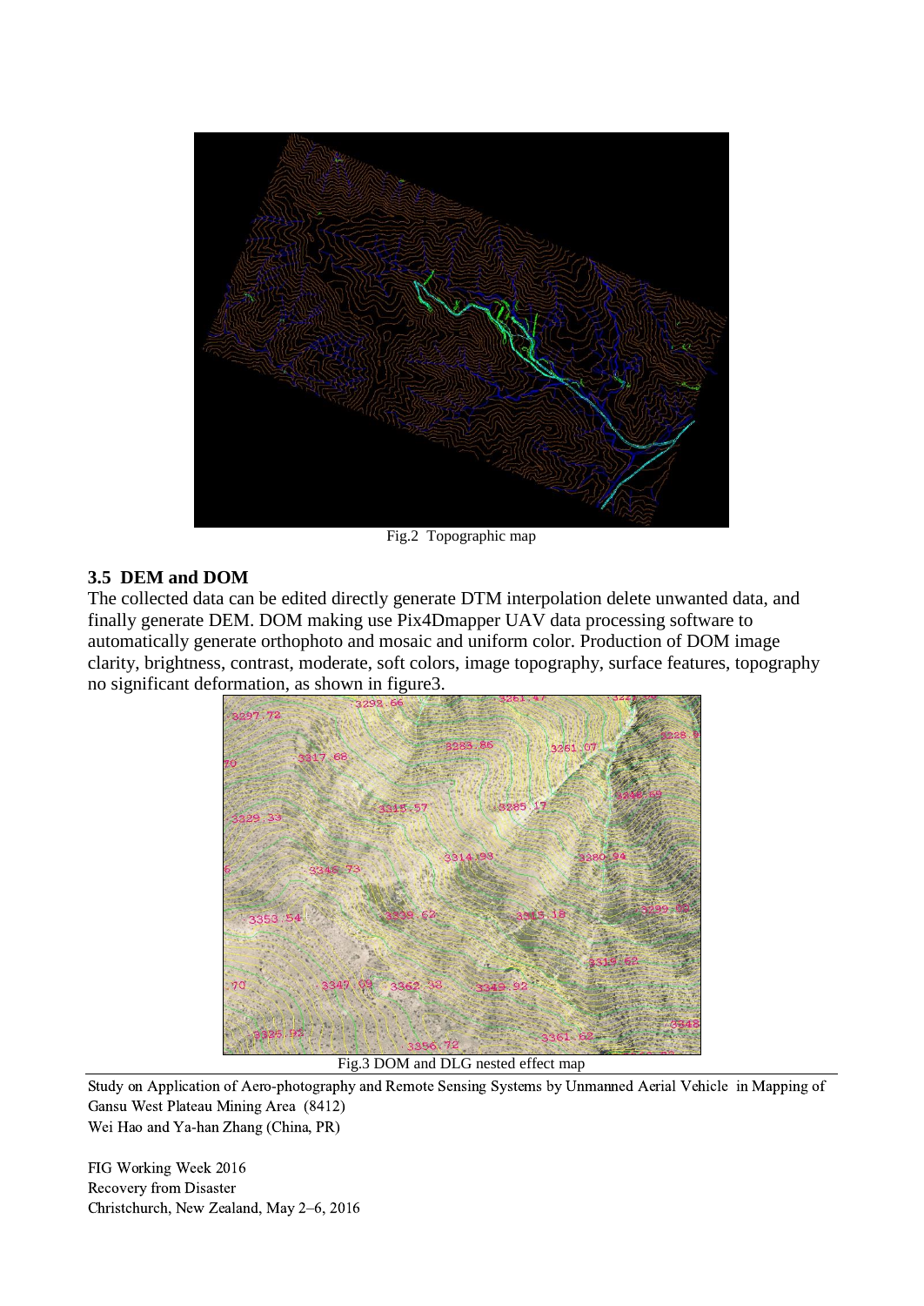Fig.2 Topographic map

### 3.5 DEM and DOM

The collected data can be edited directly generate DTM interpolation delete unwanted data, and finally generate DEM. DOM making use Pix4Dmapper UAV data processing software to automatically generate orthophoto and mosaic and uniform color. Production of DOM image clarity, brightness, contrast, moderate, soft colors, image topography, surface features, topography no significant deformation, as shown in figure3.

Fig.3 DOM and DLG nested effect map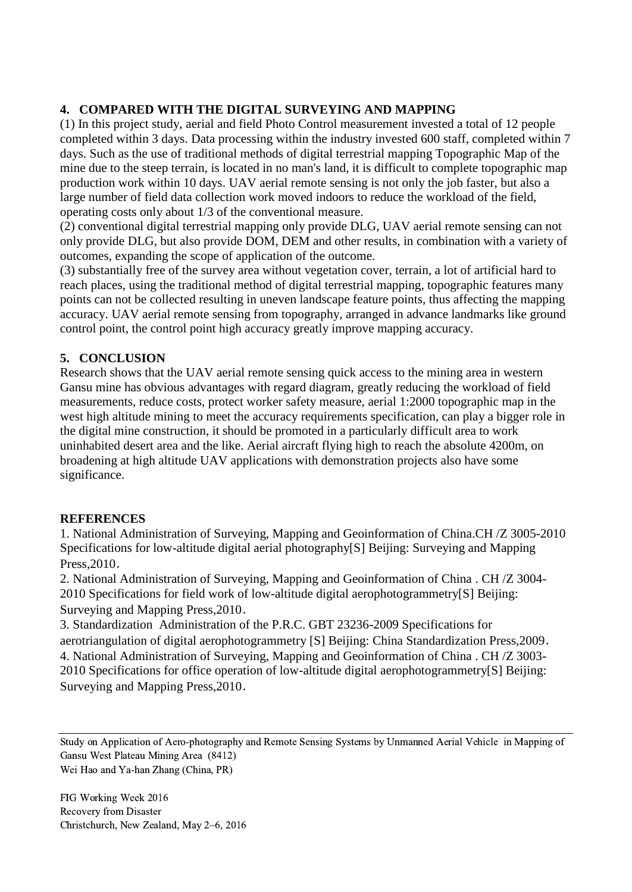## 4. COMPARED WITH THE DIGITAL SURVEYING AND MAPPING

(1) In this project study, aerial and field Photo Control measurement invested a total of 12 people completed within 3 days. Data processing within the industry invested 600 staff, completed within 7 days. Such as the use of traditional methods of digital terrestrial mapping Topographic Map of the mine due to the steep terrain, is located in no man's land, it is difficult to complete topographic map production work within 10 days. UAV aerial remote sensing is not only the job faster, but also a large number of field data collection work moved indoors to reduce the workload of the field, operating costs only about 1/3 of the conventional measure.

(2) conventional digital terrestrial mapping only provide DLG, UAV aerial remote sensing can not only provide DLG, but also provide DOM, DEM and other results, in combination with a variety of outcomes, expanding the scope of application of the outcome.

(3) substantially free of the survey area without vegetation cover, terrain, a lot of artificial hard to reach places, using the traditional method of digital terrestrial mapping, topographic features many points can not be collected resulting in uneven landscape feature points, thus affecting the mapping accuracy. UAV aerial remote sensing from topography, arranged in advance landmarks like ground control point, the control point high accuracy greatly improve mapping accuracy.

## 5. CONCLUSION

Research shows that the UAV aerial remote sensing quick access to the mining area in western Gansu mine has obvious advantages with regard diagram, greatly reducing the workload of field measurements, reduce costs, protect worker safety measure, aerial 1:2000 topographic map in the west high altitude mining to meet the accuracy requirements specification, can play a bigger role in the digital mine construction, it should be promoted in a particularly difficult area to work uninhabited desert area and the like. Aerial aircraft flying high to reach the absolute 4200m, on broadening at high altitude UAV applications with demonstration projects also have some significance.

## REFERENCES

1. National Administration of Surveying, Mapping and Geoinformation of China.CH /Z 3005-2010 Specifications for low-altitude digital aerial photography[S] Beijing: Surveying and Mapping Press,2010.
2. National Administration of Surveying, Mapping and Geoinformation of China . CH /Z 3004-2010 Specifications for field work of low-altitude digital aerophotogrammetry[S] Beijing: Surveying and Mapping Press,2010.
3. Standardization Administration of the P.R.C. GBT 23236-2009 Specifications for aerotriangulation of digital aerophotogrammetry [S] Beijing: China Standardization Press,2009.
4. National Administration of Surveying, Mapping and Geoinformation of China . CH /Z 3003-2010 Specifications for office operation of low-altitude digital aerophotogrammetry[S] Beijing: Surveying and Mapping Press,2010.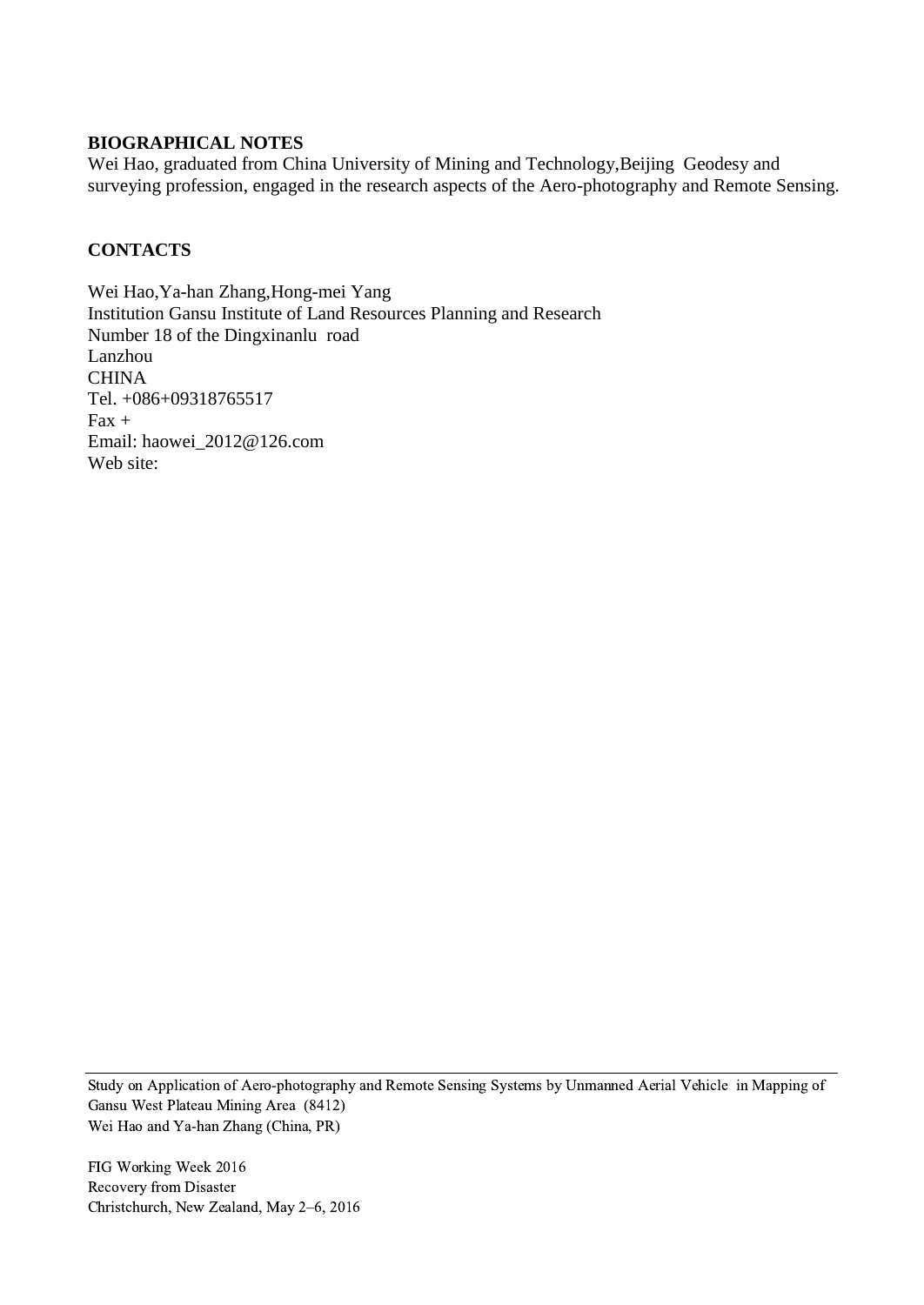## BIOGRAPHICAL NOTES

Wei Hao, graduated from China University of Mining and Technology,Beijing Geodesy and surveying profession, engaged in the research aspects of the Aero-photography and Remote Sensing.

## CONTACTS

Wei Hao,Ya-han Zhang,Hong-mei Yang
Institution Gansu Institute of Land Resources Planning and Research
Number 18 of the Dingxinanlu road
Lanzhou
CHINA
Tel. +086+09318765517
Fax +
Email: haowei_2012@126.com
Web site: